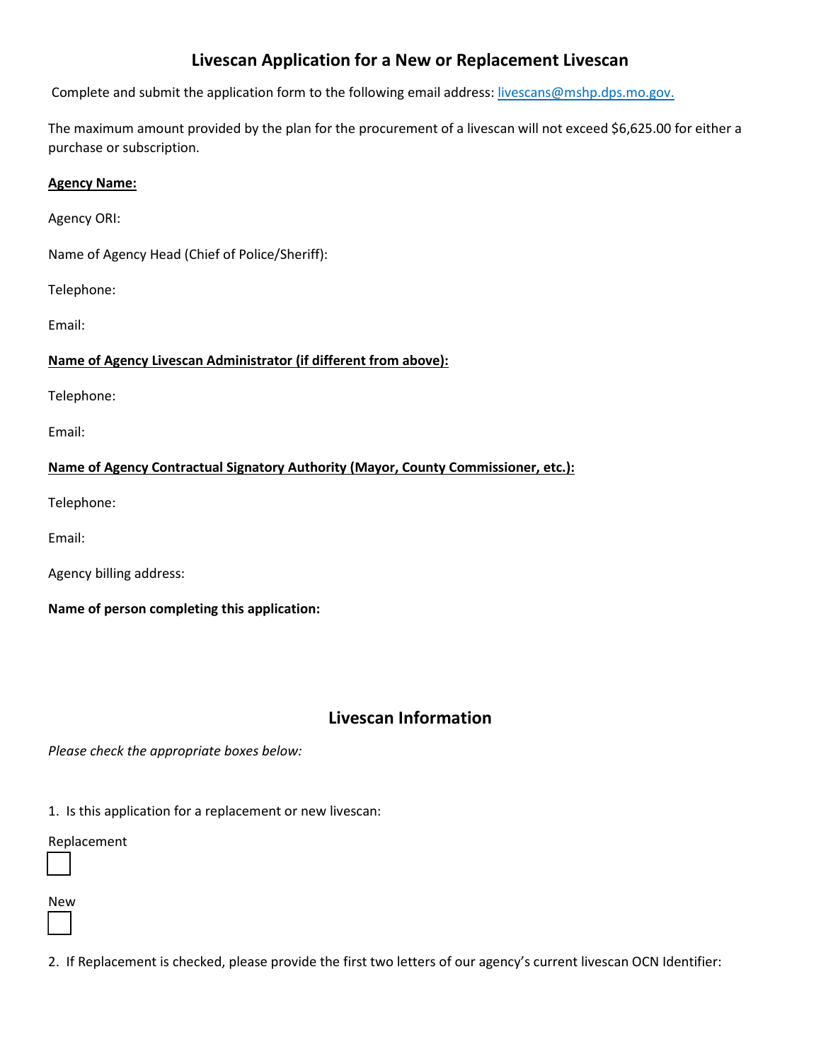# Livescan Application for a New or Replacement Livescan

Complete and submit the application form to the following email address: livescans@mshp.dps.mo.gov.

The maximum amount provided by the plan for the procurement of a livescan will not exceed $6,625.00 for either a purchase or subscription.

**Agency Name:**

Agency ORI:

Name of Agency Head (Chief of Police/Sheriff):

Telephone:

Email:

**Name of Agency Livescan Administrator (if different from above):**

Telephone:

Email:

**Name of Agency Contractual Signatory Authority (Mayor, County Commissioner, etc.):**

Telephone:

Email:

Agency billing address:

**Name of person completing this application:**

## Livescan Information

*Please check the appropriate boxes below:*

1. Is this application for a replacement or new livescan:

Replacement

☐

New

☐

2. If Replacement is checked, please provide the first two letters of our agency's current livescan OCN Identifier: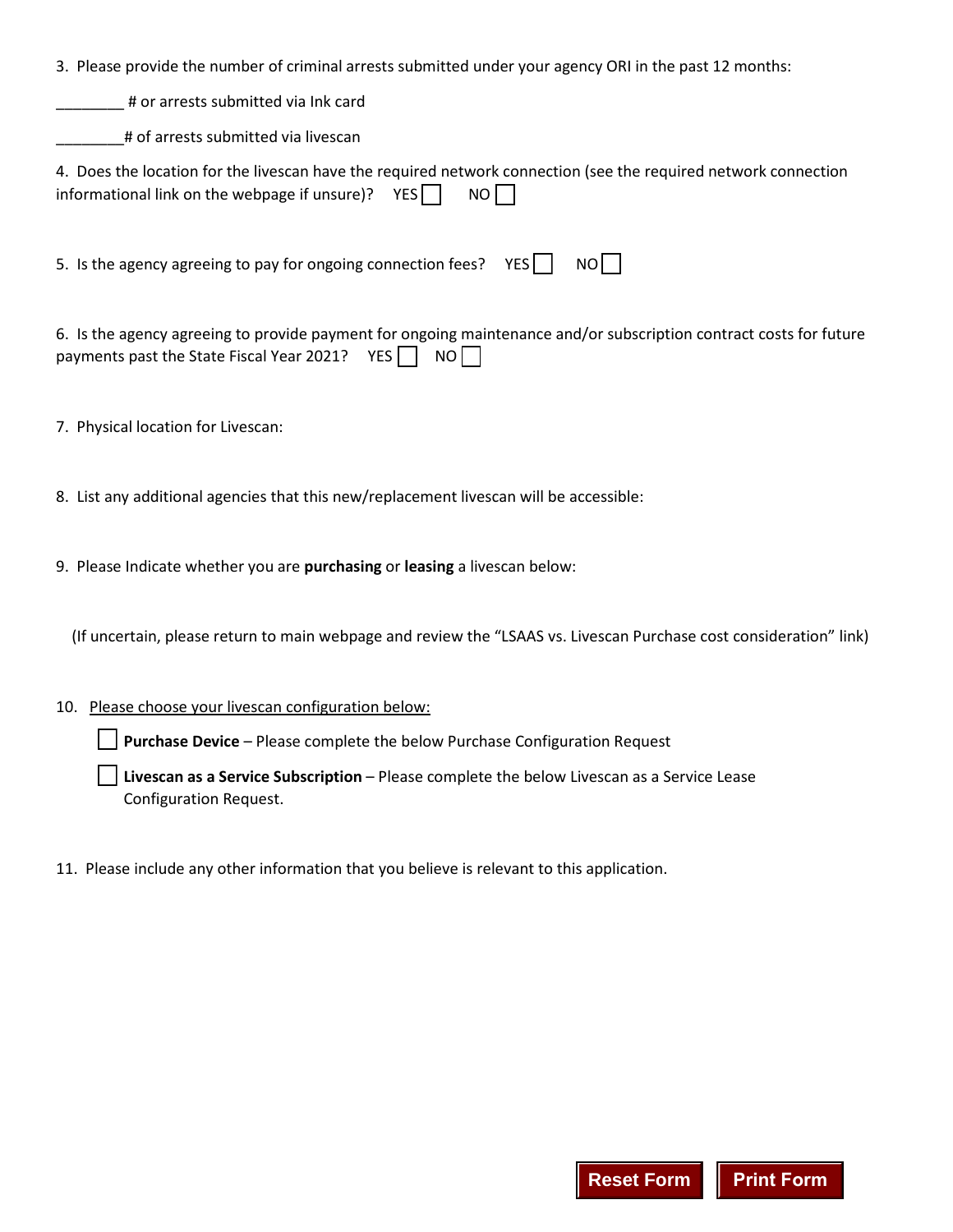3. Please provide the number of criminal arrests submitted under your agency ORI in the past 12 months:

________ # or arrests submitted via Ink card

________# of arrests submitted via livescan

4. Does the location for the livescan have the required network connection (see the required network connection informational link on the webpage if unsure)? YES ☐ NO ☐

5. Is the agency agreeing to pay for ongoing connection fees? YES ☐ NO ☐

6. Is the agency agreeing to provide payment for ongoing maintenance and/or subscription contract costs for future payments past the State Fiscal Year 2021? YES ☐ NO ☐

7. Physical location for Livescan:

8. List any additional agencies that this new/replacement livescan will be accessible:

9. Please Indicate whether you are **purchasing** or **leasing** a livescan below:

(If uncertain, please return to main webpage and review the "LSAAS vs. Livescan Purchase cost consideration" link)

10. <u>Please choose your livescan configuration below:</u>

☐ **Purchase Device** – Please complete the below Purchase Configuration Request

☐ **Livescan as a Service Subscription** – Please complete the below Livescan as a Service Lease Configuration Request.

11. Please include any other information that you believe is relevant to this application.

Reset Form | Print Form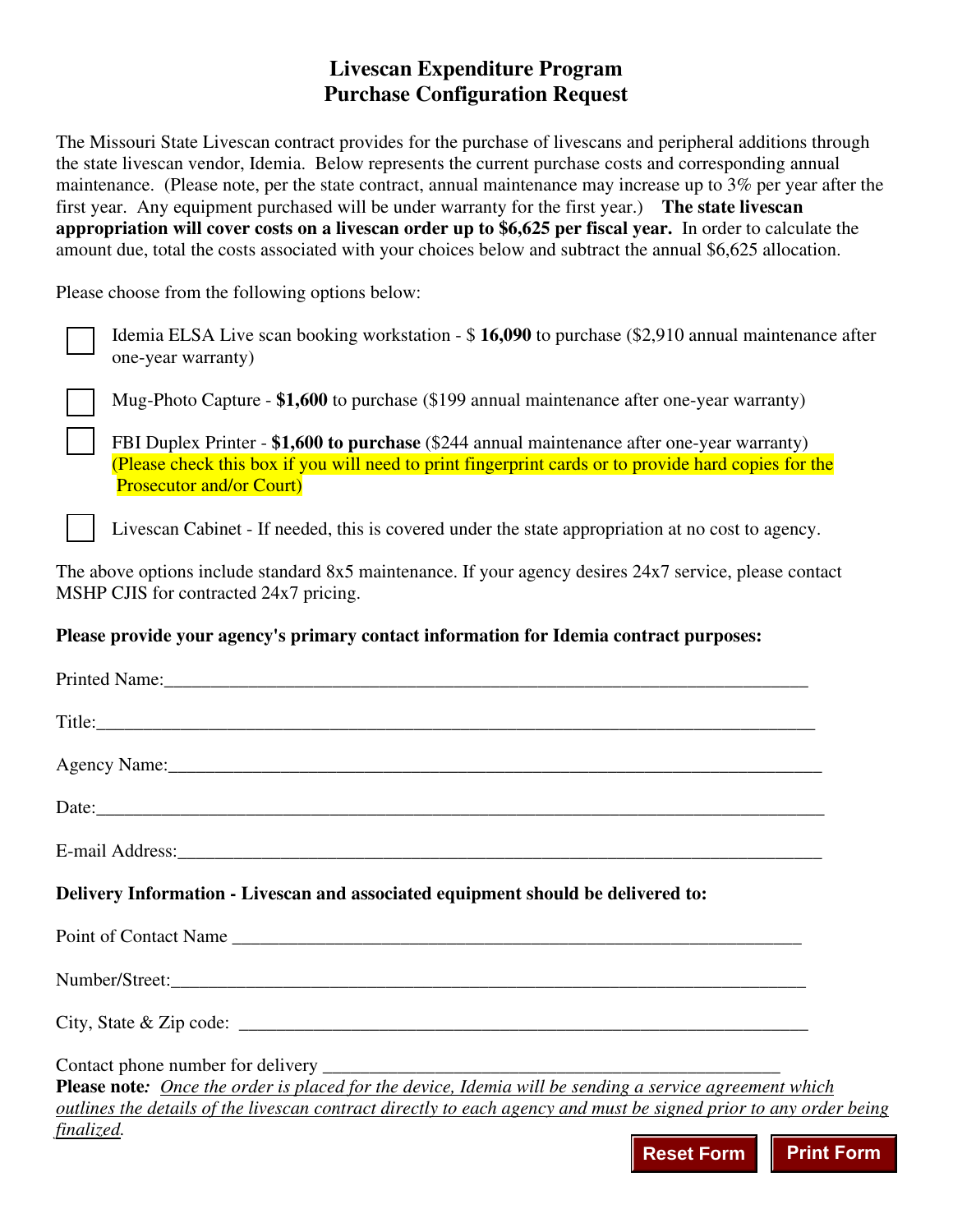# Livescan Expenditure Program
# Purchase Configuration Request

The Missouri State Livescan contract provides for the purchase of livescans and peripheral additions through the state livescan vendor, Idemia. Below represents the current purchase costs and corresponding annual maintenance. (Please note, per the state contract, annual maintenance may increase up to 3% per year after the first year. Any equipment purchased will be under warranty for the first year.) **The state livescan appropriation will cover costs on a livescan order up to $6,625 per fiscal year.** In order to calculate the amount due, total the costs associated with your choices below and subtract the annual $6,625 allocation.

Please choose from the following options below:

- ☐ Idemia ELSA Live scan booking workstation - $ **16,090** to purchase ($2,910 annual maintenance after one-year warranty)
- ☐ Mug-Photo Capture - **$1,600** to purchase ($199 annual maintenance after one-year warranty)
- ☐ FBI Duplex Printer - **$1,600 to purchase** ($244 annual maintenance after one-year warranty) (Please check this box if you will need to print fingerprint cards or to provide hard copies for the Prosecutor and/or Court)
- ☐ Livescan Cabinet - If needed, this is covered under the state appropriation at no cost to agency.

The above options include standard 8x5 maintenance. If your agency desires 24x7 service, please contact MSHP CJIS for contracted 24x7 pricing.

**Please provide your agency's primary contact information for Idemia contract purposes:**

Printed Name:_______________________________________________

Title:_______________________________________________

Agency Name:_______________________________________________

Date:_______________________________________________

E-mail Address:_______________________________________________

**Delivery Information - Livescan and associated equipment should be delivered to:**

Point of Contact Name _______________________________________________

Number/Street:_______________________________________________

City, State & Zip code: _______________________________________________

Contact phone number for delivery _______________________________________________

**Please note***:* *Once the order is placed for the device, Idemia will be sending a service agreement which outlines the details of the livescan contract directly to each agency and must be signed prior to any order being finalized.*

Reset Form | Print Form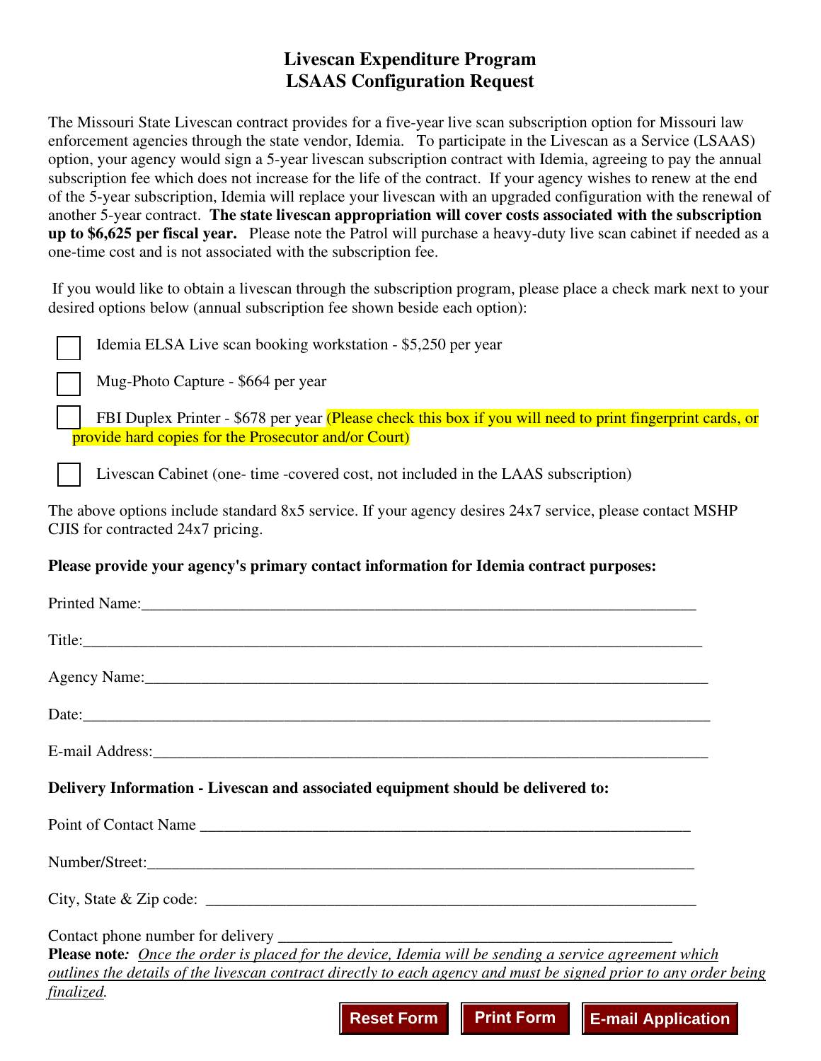# Livescan Expenditure Program
# LSAAS Configuration Request

The Missouri State Livescan contract provides for a five-year live scan subscription option for Missouri law enforcement agencies through the state vendor, Idemia. To participate in the Livescan as a Service (LSAAS) option, your agency would sign a 5-year livescan subscription contract with Idemia, agreeing to pay the annual subscription fee which does not increase for the life of the contract. If your agency wishes to renew at the end of the 5-year subscription, Idemia will replace your livescan with an upgraded configuration with the renewal of another 5-year contract. **The state livescan appropriation will cover costs associated with the subscription up to $6,625 per fiscal year.** Please note the Patrol will purchase a heavy-duty live scan cabinet if needed as a one-time cost and is not associated with the subscription fee.

If you would like to obtain a livescan through the subscription program, please place a check mark next to your desired options below (annual subscription fee shown beside each option):

- ☐ Idemia ELSA Live scan booking workstation - $5,250 per year
- ☐ Mug-Photo Capture - $664 per year
- ☐ FBI Duplex Printer - $678 per year (Please check this box if you will need to print fingerprint cards, or provide hard copies for the Prosecutor and/or Court)
- ☐ Livescan Cabinet (one- time -covered cost, not included in the LAAS subscription)

The above options include standard 8x5 service. If your agency desires 24x7 service, please contact MSHP CJIS for contracted 24x7 pricing.

**Please provide your agency's primary contact information for Idemia contract purposes:**

Printed Name:_______________________________________________

Title:_______________________________________________

Agency Name:_______________________________________________

Date:_______________________________________________

E-mail Address:_______________________________________________

**Delivery Information - Livescan and associated equipment should be delivered to:**

Point of Contact Name _______________________________________________

Number/Street:_______________________________________________

City, State & Zip code: _______________________________________________

Contact phone number for delivery _______________________________________________

**Please note***:* *Once the order is placed for the device, Idemia will be sending a service agreement which outlines the details of the livescan contract directly to each agency and must be signed prior to any order being finalized*.

Reset Form | Print Form | E-mail Application